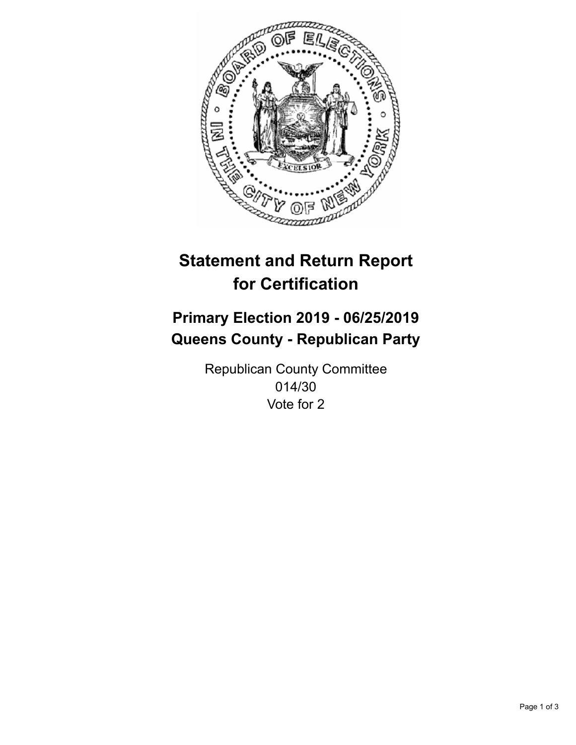# Statement and Return Report for Certification

## Primary Election 2019 - 06/25/2019
## Queens County - Republican Party

Republican County Committee
014/30
Vote for 2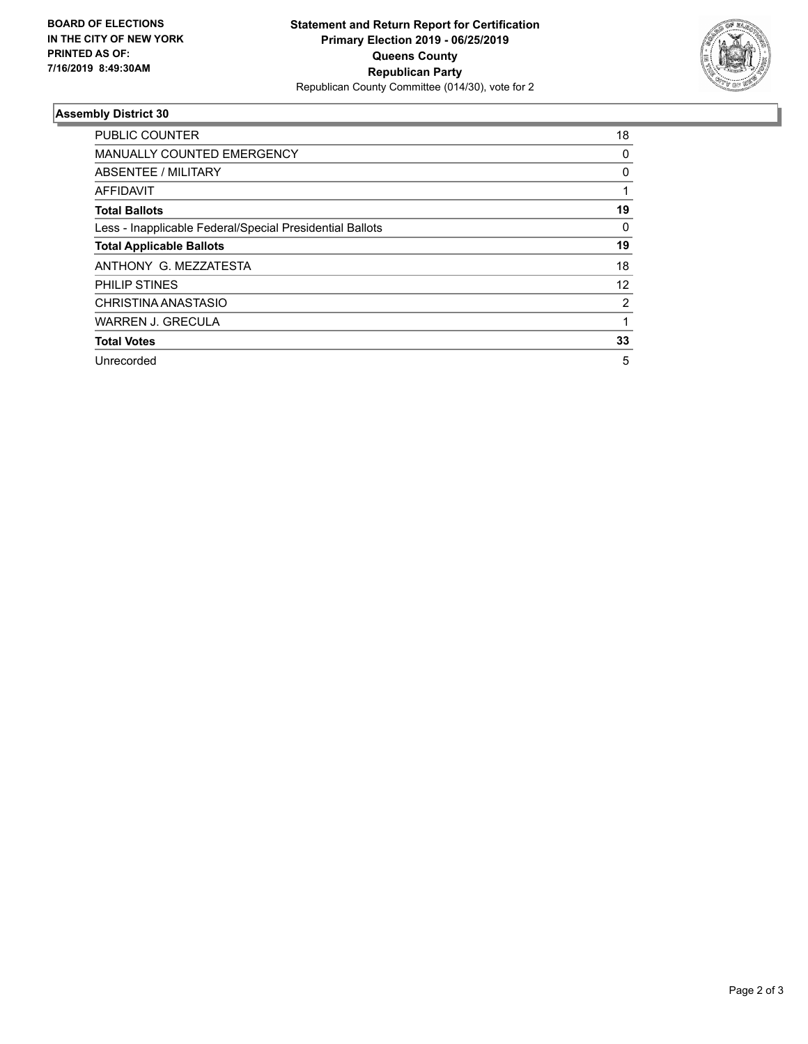**BOARD OF ELECTIONS IN THE CITY OF NEW YORK PRINTED AS OF: 7/16/2019 8:49:30AM**

**Statement and Return Report for Certification**
**Primary Election 2019 - 06/25/2019**
**Queens County**
**Republican Party**
Republican County Committee (014/30), vote for 2

### Assembly District 30

| | |
|---|---|
| PUBLIC COUNTER | 18 |
| MANUALLY COUNTED EMERGENCY | 0 |
| ABSENTEE / MILITARY | 0 |
| AFFIDAVIT | 1 |
| **Total Ballots** | **19** |
| Less - Inapplicable Federal/Special Presidential Ballots | 0 |
| **Total Applicable Ballots** | **19** |
| ANTHONY G. MEZZATESTA | 18 |
| PHILIP STINES | 12 |
| CHRISTINA ANASTASIO | 2 |
| WARREN J. GRECULA | 1 |
| **Total Votes** | **33** |
| Unrecorded | 5 |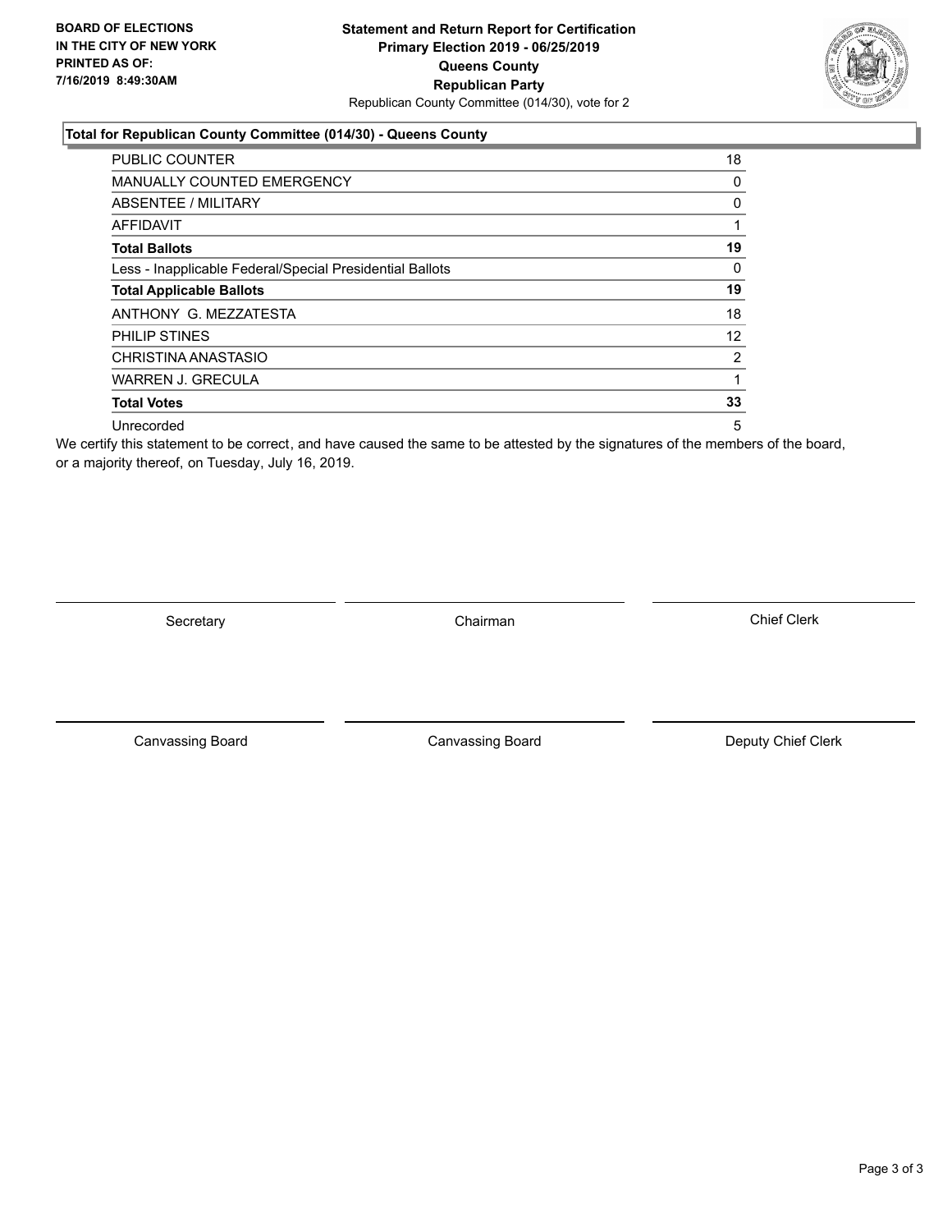**BOARD OF ELECTIONS IN THE CITY OF NEW YORK PRINTED AS OF: 7/16/2019 8:49:30AM**

**Statement and Return Report for Certification**
**Primary Election 2019 - 06/25/2019**
**Queens County**
**Republican Party**
Republican County Committee (014/30), vote for 2

**Total for Republican County Committee (014/30) - Queens County**

| | |
|---|---|
| PUBLIC COUNTER | 18 |
| MANUALLY COUNTED EMERGENCY | 0 |
| ABSENTEE / MILITARY | 0 |
| AFFIDAVIT | 1 |
| **Total Ballots** | **19** |
| Less - Inapplicable Federal/Special Presidential Ballots | 0 |
| **Total Applicable Ballots** | **19** |
| ANTHONY G. MEZZATESTA | 18 |
| PHILIP STINES | 12 |
| CHRISTINA ANASTASIO | 2 |
| WARREN J. GRECULA | 1 |
| **Total Votes** | **33** |
| Unrecorded | 5 |

We certify this statement to be correct, and have caused the same to be attested by the signatures of the members of the board, or a majority thereof, on Tuesday, July 16, 2019.

Secretary

Chairman

Chief Clerk

Canvassing Board

Canvassing Board

Deputy Chief Clerk